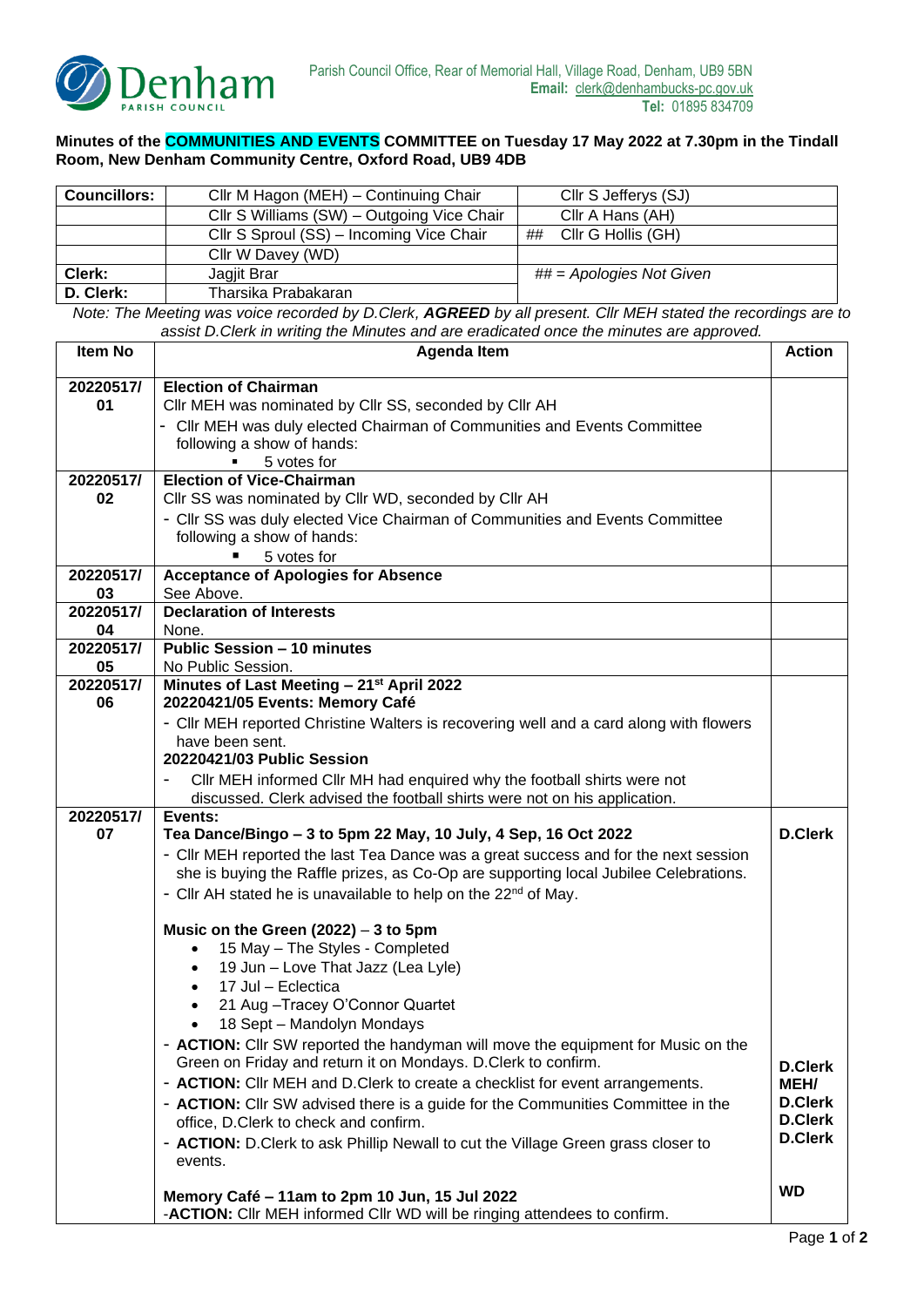Parish Council Office, Rear of Memorial Hall, Village Road, Denham, UB9 5BN
**Email:** clerk@denhambucks-pc.gov.uk
**Tel:** 01895 834709

**Minutes of the COMMUNITIES AND EVENTS COMMITTEE on Tuesday 17 May 2022 at 7.30pm in the Tindall Room, New Denham Community Centre, Oxford Road, UB9 4DB**

| **Councillors:** | Cllr M Hagon (MEH) – Continuing Chair | Cllr S Jefferys (SJ) |
|---|---|---|
| | Cllr S Williams (SW) – Outgoing Vice Chair | Cllr A Hans (AH) |
| | Cllr S Sproul (SS) – Incoming Vice Chair | ## Cllr G Hollis (GH) |
| | Cllr W Davey (WD) | |
| **Clerk:** | Jagjit Brar | *## = Apologies Not Given* |
| **D. Clerk:** | Tharsika Prabakaran | |

*Note: The Meeting was voice recorded by D.Clerk, **AGREED** by all present. Cllr MEH stated the recordings are to assist D.Clerk in writing the Minutes and are eradicated once the minutes are approved.*

| Item No | Agenda Item | Action |
|---|---|---|
| 20220517/01 | **Election of Chairman**<br>Cllr MEH was nominated by Cllr SS, seconded by Cllr AH<br>- Cllr MEH was duly elected Chairman of Communities and Events Committee following a show of hands:<br>▪ 5 votes for | |
| 20220517/02 | **Election of Vice-Chairman**<br>Cllr SS was nominated by Cllr WD, seconded by Cllr AH<br>- Cllr SS was duly elected Vice Chairman of Communities and Events Committee following a show of hands:<br>▪ 5 votes for | |
| 20220517/03 | **Acceptance of Apologies for Absence**<br>See Above. | |
| 20220517/04 | **Declaration of Interests**<br>None. | |
| 20220517/05 | **Public Session – 10 minutes**<br>No Public Session. | |
| 20220517/06 | **Minutes of Last Meeting – 21st April 2022**<br>**20220421/05 Events: Memory Café**<br>- Cllr MEH reported Christine Walters is recovering well and a card along with flowers have been sent.<br>**20220421/03 Public Session**<br>- Cllr MEH informed Cllr MH had enquired why the football shirts were not discussed. Clerk advised the football shirts were not on his application. | |
| 20220517/07 | **Events:**<br>**Tea Dance/Bingo – 3 to 5pm 22 May, 10 July, 4 Sep, 16 Oct 2022**<br>- Cllr MEH reported the last Tea Dance was a great success and for the next session she is buying the Raffle prizes, as Co-Op are supporting local Jubilee Celebrations.<br>- Cllr AH stated he is unavailable to help on the 22nd of May. | **D.Clerk** |
| | **Music on the Green (2022)** – 3 to 5pm<br>• 15 May – The Styles - Completed<br>• 19 Jun – Love That Jazz (Lea Lyle)<br>• 17 Jul – Eclectica<br>• 21 Aug –Tracey O'Connor Quartet<br>• 18 Sept – Mandolyn Mondays<br>- **ACTION:** Cllr SW reported the handyman will move the equipment for Music on the Green on Friday and return it on Mondays. D.Clerk to confirm.<br>- **ACTION:** Cllr MEH and D.Clerk to create a checklist for event arrangements.<br>- **ACTION:** Cllr SW advised there is a guide for the Communities Committee in the office, D.Clerk to check and confirm.<br>- **ACTION:** D.Clerk to ask Phillip Newall to cut the Village Green grass closer to events. | **D.Clerk**<br>**MEH/ D.Clerk**<br>**D.Clerk**<br>**D.Clerk** |
| | **Memory Café – 11am to 2pm 10 Jun, 15 Jul 2022**<br>-**ACTION:** Cllr MEH informed Cllr WD will be ringing attendees to confirm. | **WD** |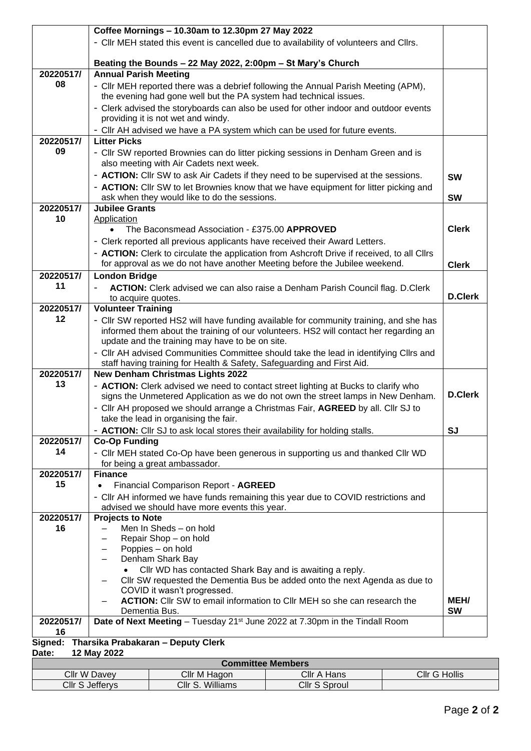| | | |
|---|---|---|
| | **Coffee Mornings – 10.30am to 12.30pm 27 May 2022**<br>- Cllr MEH stated this event is cancelled due to availability of volunteers and Cllrs.<br><br>**Beating the Bounds – 22 May 2022, 2:00pm – St Mary's Church** | |
| **20220517/08** | **Annual Parish Meeting**<br>- Cllr MEH reported there was a debrief following the Annual Parish Meeting (APM), the evening had gone well but the PA system had technical issues.<br>- Clerk advised the storyboards can also be used for other indoor and outdoor events providing it is not wet and windy.<br>- Cllr AH advised we have a PA system which can be used for future events. | |
| **20220517/09** | **Litter Picks**<br>- Cllr SW reported Brownies can do litter picking sessions in Denham Green and is also meeting with Air Cadets next week.<br>- **ACTION:** Cllr SW to ask Air Cadets if they need to be supervised at the sessions.<br>- **ACTION:** Cllr SW to let Brownies know that we have equipment for litter picking and ask when they would like to do the sessions. | **SW**<br><br>**SW** |
| **20220517/10** | **Jubilee Grants**<br>Application<br>• The Baconsmead Association - £375.00 **APPROVED**<br>- Clerk reported all previous applicants have received their Award Letters.<br>- **ACTION:** Clerk to circulate the application from Ashcroft Drive if received, to all Cllrs for approval as we do not have another Meeting before the Jubilee weekend. | **Clerk**<br><br>**Clerk** |
| **20220517/11** | **London Bridge**<br>- **ACTION:** Clerk advised we can also raise a Denham Parish Council flag. D.Clerk to acquire quotes. | **D.Clerk** |
| **20220517/12** | **Volunteer Training**<br>- Cllr SW reported HS2 will have funding available for community training, and she has informed them about the training of our volunteers. HS2 will contact her regarding an update and the training may have to be on site.<br>- Cllr AH advised Communities Committee should take the lead in identifying Cllrs and staff having training for Health & Safety, Safeguarding and First Aid. | |
| **20220517/13** | **New Denham Christmas Lights 2022**<br>- **ACTION:** Clerk advised we need to contact street lighting at Bucks to clarify who signs the Unmetered Application as we do not own the street lamps in New Denham.<br>- Cllr AH proposed we should arrange a Christmas Fair, **AGREED** by all. Cllr SJ to take the lead in organising the fair.<br>- **ACTION:** Cllr SJ to ask local stores their availability for holding stalls. | **D.Clerk**<br><br>**SJ** |
| **20220517/14** | **Co-Op Funding**<br>- Cllr MEH stated Co-Op have been generous in supporting us and thanked Cllr WD for being a great ambassador. | |
| **20220517/15** | **Finance**<br>• Financial Comparison Report - **AGREED**<br>- Cllr AH informed we have funds remaining this year due to COVID restrictions and advised we should have more events this year. | |
| **20220517/16** | **Projects to Note**<br>– Men In Sheds – on hold<br>– Repair Shop – on hold<br>– Poppies – on hold<br>– Denham Shark Bay<br>• Cllr WD has contacted Shark Bay and is awaiting a reply.<br>– Cllr SW requested the Dementia Bus be added onto the next Agenda as due to COVID it wasn't progressed.<br>– **ACTION:** Cllr SW to email information to Cllr MEH so she can research the Dementia Bus. | **MEH/SW** |
| **20220517/16** | **Date of Next Meeting** – Tuesday 21st June 2022 at 7.30pm in the Tindall Room | |

**Signed: Tharsika Prabakaran – Deputy Clerk**
**Date: 12 May 2022**

| **Committee Members** | | | |
|---|---|---|---|
| Cllr W Davey | Cllr M Hagon | Cllr A Hans | Cllr G Hollis |
| Cllr S Jefferys | Cllr S. Williams | Cllr S Sproul | |